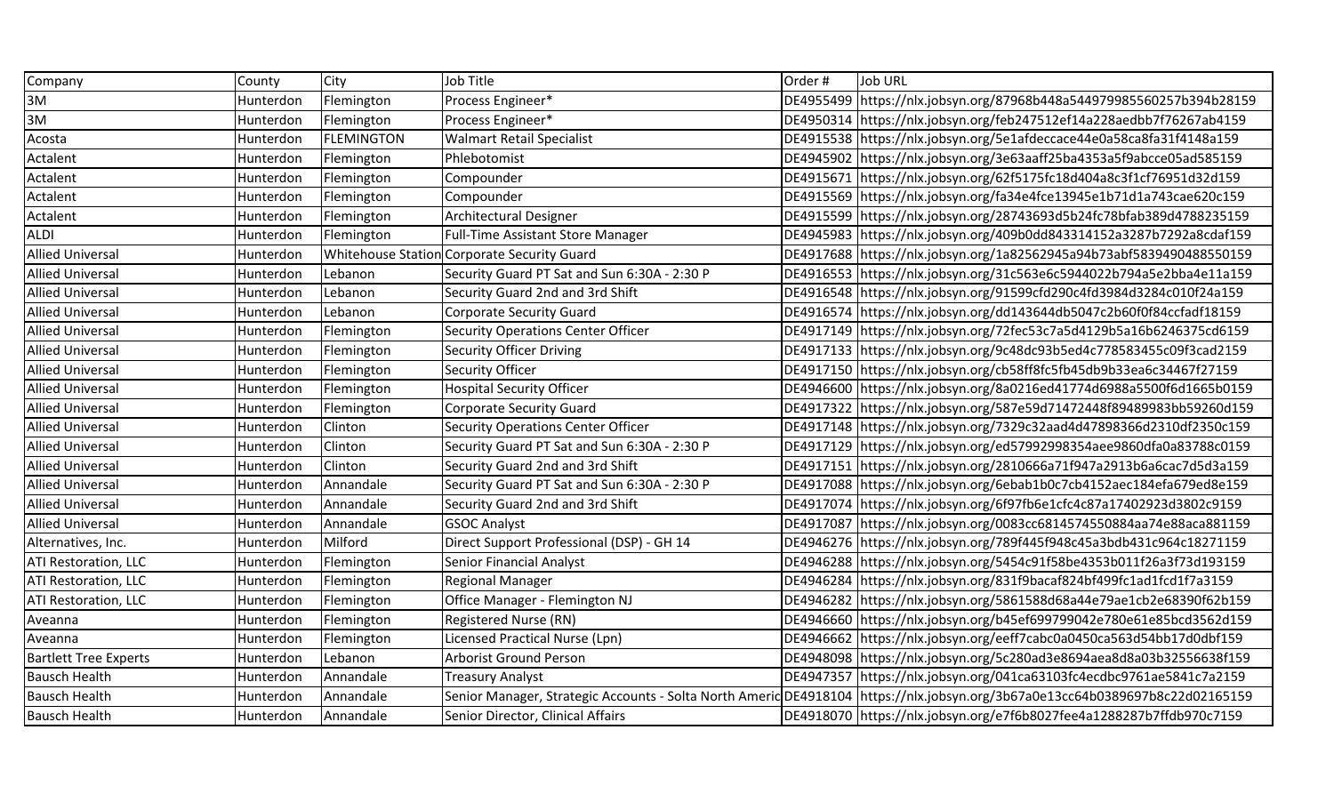| Company | County | City | Job Title | Order # | Job URL |
| --- | --- | --- | --- | --- | --- |
| 3M | Hunterdon | Flemington | Process Engineer* | DE4955499 | https://nlx.jobsyn.org/87968b448a544979985560257b394b28159 |
| 3M | Hunterdon | Flemington | Process Engineer* | DE4950314 | https://nlx.jobsyn.org/feb247512ef14a228aedbb7f76267ab4159 |
| Acosta | Hunterdon | FLEMINGTON | Walmart Retail Specialist | DE4915538 | https://nlx.jobsyn.org/5e1afdeccace44e0a58ca8fa31f4148a159 |
| Actalent | Hunterdon | Flemington | Phlebotomist | DE4945902 | https://nlx.jobsyn.org/3e63aaff25ba4353a5f9abcce05ad585159 |
| Actalent | Hunterdon | Flemington | Compounder | DE4915671 | https://nlx.jobsyn.org/62f5175fc18d404a8c3f1cf76951d32d159 |
| Actalent | Hunterdon | Flemington | Compounder | DE4915569 | https://nlx.jobsyn.org/fa34e4fce13945e1b71d1a743cae620c159 |
| Actalent | Hunterdon | Flemington | Architectural Designer | DE4915599 | https://nlx.jobsyn.org/28743693d5b24fc78bfab389d4788235159 |
| ALDI | Hunterdon | Flemington | Full-Time Assistant Store Manager | DE4945983 | https://nlx.jobsyn.org/409b0dd843314152a3287b7292a8cdaf159 |
| Allied Universal | Hunterdon | Whitehouse Station | Corporate Security Guard | DE4917688 | https://nlx.jobsyn.org/1a82562945a94b73abf5839490488550159 |
| Allied Universal | Hunterdon | Lebanon | Security Guard PT Sat and Sun 6:30A - 2:30 P | DE4916553 | https://nlx.jobsyn.org/31c563e6c5944022b794a5e2bba4e11a159 |
| Allied Universal | Hunterdon | Lebanon | Security Guard 2nd and 3rd Shift | DE4916548 | https://nlx.jobsyn.org/91599cfd290c4fd3984d3284c010f24a159 |
| Allied Universal | Hunterdon | Lebanon | Corporate Security Guard | DE4916574 | https://nlx.jobsyn.org/dd143644db5047c2b60f0f84ccfadf18159 |
| Allied Universal | Hunterdon | Flemington | Security Operations Center Officer | DE4917149 | https://nlx.jobsyn.org/72fec53c7a5d4129b5a16b6246375cd6159 |
| Allied Universal | Hunterdon | Flemington | Security Officer Driving | DE4917133 | https://nlx.jobsyn.org/9c48dc93b5ed4c778583455c09f3cad2159 |
| Allied Universal | Hunterdon | Flemington | Security Officer | DE4917150 | https://nlx.jobsyn.org/cb58ff8fc5fb45db9b33ea6c34467f27159 |
| Allied Universal | Hunterdon | Flemington | Hospital Security Officer | DE4946600 | https://nlx.jobsyn.org/8a0216ed41774d6988a5500f6d1665b0159 |
| Allied Universal | Hunterdon | Flemington | Corporate Security Guard | DE4917322 | https://nlx.jobsyn.org/587e59d71472448f89489983bb59260d159 |
| Allied Universal | Hunterdon | Clinton | Security Operations Center Officer | DE4917148 | https://nlx.jobsyn.org/7329c32aad4d47898366d2310df2350c159 |
| Allied Universal | Hunterdon | Clinton | Security Guard PT Sat and Sun 6:30A - 2:30 P | DE4917129 | https://nlx.jobsyn.org/ed57992998354aee9860dfa0a83788c0159 |
| Allied Universal | Hunterdon | Clinton | Security Guard 2nd and 3rd Shift | DE4917151 | https://nlx.jobsyn.org/2810666a71f947a2913b6a6cac7d5d3a159 |
| Allied Universal | Hunterdon | Annandale | Security Guard PT Sat and Sun 6:30A - 2:30 P | DE4917088 | https://nlx.jobsyn.org/6ebab1b0c7cb4152aec184efa679ed8e159 |
| Allied Universal | Hunterdon | Annandale | Security Guard 2nd and 3rd Shift | DE4917074 | https://nlx.jobsyn.org/6f97fb6e1cfc4c87a17402923d3802c9159 |
| Allied Universal | Hunterdon | Annandale | GSOC Analyst | DE4917087 | https://nlx.jobsyn.org/0083cc6814574550884aa74e88aca881159 |
| Alternatives, Inc. | Hunterdon | Milford | Direct Support Professional (DSP) - GH 14 | DE4946276 | https://nlx.jobsyn.org/789f445f948c45a3bdb431c964c18271159 |
| ATI Restoration, LLC | Hunterdon | Flemington | Senior Financial Analyst | DE4946288 | https://nlx.jobsyn.org/5454c91f58be4353b011f26a3f73d193159 |
| ATI Restoration, LLC | Hunterdon | Flemington | Regional Manager | DE4946284 | https://nlx.jobsyn.org/831f9bacaf824bf499fc1ad1fcd1f7a3159 |
| ATI Restoration, LLC | Hunterdon | Flemington | Office Manager - Flemington NJ | DE4946282 | https://nlx.jobsyn.org/5861588d68a44e79ae1cb2e68390f62b159 |
| Aveanna | Hunterdon | Flemington | Registered Nurse (RN) | DE4946660 | https://nlx.jobsyn.org/b45ef699799042e780e61e85bcd3562d159 |
| Aveanna | Hunterdon | Flemington | Licensed Practical Nurse (Lpn) | DE4946662 | https://nlx.jobsyn.org/eeff7cabc0a0450ca563d54bb17d0dbf159 |
| Bartlett Tree Experts | Hunterdon | Lebanon | Arborist Ground Person | DE4948098 | https://nlx.jobsyn.org/5c280ad3e8694aea8d8a03b32556638f159 |
| Bausch Health | Hunterdon | Annandale | Treasury Analyst | DE4947357 | https://nlx.jobsyn.org/041ca63103fc4ecdbc9761ae5841c7a2159 |
| Bausch Health | Hunterdon | Annandale | Senior Manager, Strategic Accounts - Solta North Americ | DE4918104 | https://nlx.jobsyn.org/3b67a0e13cc64b0389697b8c22d02165159 |
| Bausch Health | Hunterdon | Annandale | Senior Director, Clinical Affairs | DE4918070 | https://nlx.jobsyn.org/e7f6b8027fee4a1288287b7ffdb970c7159 |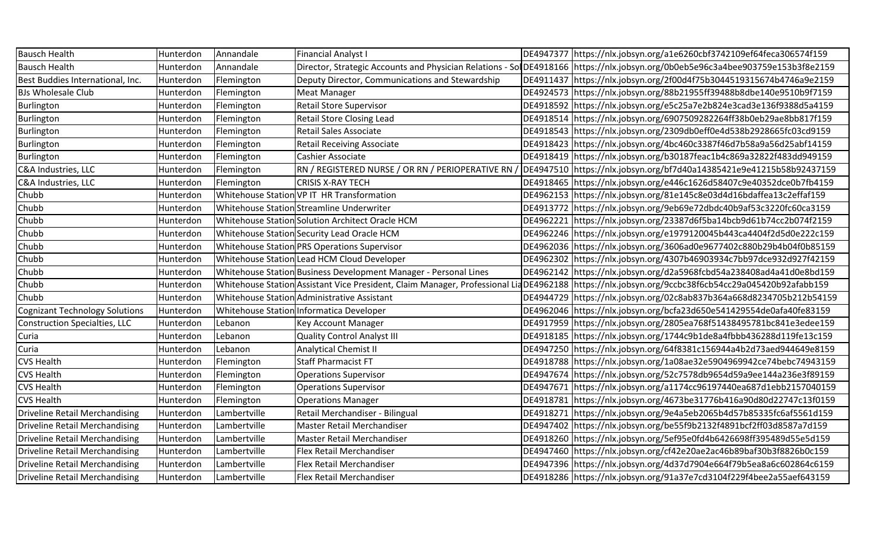| | | | | | |
|---|---|---|---|---|---|
| Bausch Health | Hunterdon | Annandale | Financial Analyst I | DE4947377 | https://nlx.jobsyn.org/a1e6260cbf3742109ef64feca306574f159 |
| Bausch Health | Hunterdon | Annandale | Director, Strategic Accounts and Physician Relations - Sol | DE4918166 | https://nlx.jobsyn.org/0b0eb5e96c3a4bee903759e153b3f8e2159 |
| Best Buddies International, Inc. | Hunterdon | Flemington | Deputy Director, Communications and Stewardship | DE4911437 | https://nlx.jobsyn.org/2f00d4f75b3044519315674b4746a9e2159 |
| BJs Wholesale Club | Hunterdon | Flemington | Meat Manager | DE4924573 | https://nlx.jobsyn.org/88b21955ff39488b8dbe140e9510b9f7159 |
| Burlington | Hunterdon | Flemington | Retail Store Supervisor | DE4918592 | https://nlx.jobsyn.org/e5c25a7e2b824e3cad3e136f9388d5a4159 |
| Burlington | Hunterdon | Flemington | Retail Store Closing Lead | DE4918514 | https://nlx.jobsyn.org/6907509282264ff38b0eb29ae8bb817f159 |
| Burlington | Hunterdon | Flemington | Retail Sales Associate | DE4918543 | https://nlx.jobsyn.org/2309db0eff0e4d538b2928665fc03cd9159 |
| Burlington | Hunterdon | Flemington | Retail Receiving Associate | DE4918423 | https://nlx.jobsyn.org/4bc460c3387f46d7b58a9a56d25abf14159 |
| Burlington | Hunterdon | Flemington | Cashier Associate | DE4918419 | https://nlx.jobsyn.org/b30187feac1b4c869a32822f483dd949159 |
| C&A Industries, LLC | Hunterdon | Flemington | RN / REGISTERED NURSE / OR RN / PERIOPERATIVE RN / | DE4947510 | https://nlx.jobsyn.org/bf7d40a14385421e9e41215b58b92437159 |
| C&A Industries, LLC | Hunterdon | Flemington | CRISIS X-RAY TECH | DE4918465 | https://nlx.jobsyn.org/e446c1626d58407c9e40352dce0b7fb4159 |
| Chubb | Hunterdon | Whitehouse Station | VP IT HR Transformation | DE4962153 | https://nlx.jobsyn.org/81e145c8e03d4d16bdaffea13c2effaf159 |
| Chubb | Hunterdon | Whitehouse Station | Streamline Underwriter | DE4913772 | https://nlx.jobsyn.org/9eb69e72dbdc40b9af53c3220fc60ca3159 |
| Chubb | Hunterdon | Whitehouse Station | Solution Architect Oracle HCM | DE4962221 | https://nlx.jobsyn.org/23387d6f5ba14bcb9d61b74cc2b074f2159 |
| Chubb | Hunterdon | Whitehouse Station | Security Lead Oracle HCM | DE4962246 | https://nlx.jobsyn.org/e1979120045b443ca4404f2d5d0e222c159 |
| Chubb | Hunterdon | Whitehouse Station | PRS Operations Supervisor | DE4962036 | https://nlx.jobsyn.org/3606ad0e9677402c880b29b4b04f0b85159 |
| Chubb | Hunterdon | Whitehouse Station | Lead HCM Cloud Developer | DE4962302 | https://nlx.jobsyn.org/4307b46903934c7bb97dce932d927f42159 |
| Chubb | Hunterdon | Whitehouse Station | Business Development Manager - Personal Lines | DE4962142 | https://nlx.jobsyn.org/d2a5968fcbd54a238408ad4a41d0e8bd159 |
| Chubb | Hunterdon | Whitehouse Station | Assistant Vice President, Claim Manager, Professional Lia | DE4962188 | https://nlx.jobsyn.org/9ccbc38f6cb54cc29a045420b92afabb159 |
| Chubb | Hunterdon | Whitehouse Station | Administrative Assistant | DE4944729 | https://nlx.jobsyn.org/02c8ab837b364a668d8234705b212b54159 |
| Cognizant Technology Solutions | Hunterdon | Whitehouse Station | Informatica Developer | DE4962046 | https://nlx.jobsyn.org/bcfa23d650e541429554de0afa40fe83159 |
| Construction Specialties, LLC | Hunterdon | Lebanon | Key Account Manager | DE4917959 | https://nlx.jobsyn.org/2805ea768f51438495781bc841e3edee159 |
| Curia | Hunterdon | Lebanon | Quality Control Analyst III | DE4918185 | https://nlx.jobsyn.org/1744c9b1de8a4fbbb436288d119fe13c159 |
| Curia | Hunterdon | Lebanon | Analytical Chemist II | DE4947250 | https://nlx.jobsyn.org/64f8381c156944a4b2d73aed944649e8159 |
| CVS Health | Hunterdon | Flemington | Staff Pharmacist FT | DE4918788 | https://nlx.jobsyn.org/1a08ae32e5904969942ce74bebc74943159 |
| CVS Health | Hunterdon | Flemington | Operations Supervisor | DE4947674 | https://nlx.jobsyn.org/52c7578db9654d59a9ee144a236e3f89159 |
| CVS Health | Hunterdon | Flemington | Operations Supervisor | DE4947671 | https://nlx.jobsyn.org/a1174cc96197440ea687d1ebb2157040159 |
| CVS Health | Hunterdon | Flemington | Operations Manager | DE4918781 | https://nlx.jobsyn.org/4673be31776b416a90d80d22747c13f0159 |
| Driveline Retail Merchandising | Hunterdon | Lambertville | Retail Merchandiser - Bilingual | DE4918271 | https://nlx.jobsyn.org/9e4a5eb2065b4d57b85335fc6af5561d159 |
| Driveline Retail Merchandising | Hunterdon | Lambertville | Master Retail Merchandiser | DE4947402 | https://nlx.jobsyn.org/be55f9b2132f4891bcf2ff03d8587a7d159 |
| Driveline Retail Merchandising | Hunterdon | Lambertville | Master Retail Merchandiser | DE4918260 | https://nlx.jobsyn.org/5ef95e0fd4b6426698ff395489d55e5d159 |
| Driveline Retail Merchandising | Hunterdon | Lambertville | Flex Retail Merchandiser | DE4947460 | https://nlx.jobsyn.org/cf42e20ae2ac46b89baf30b3f8826b0c159 |
| Driveline Retail Merchandising | Hunterdon | Lambertville | Flex Retail Merchandiser | DE4947396 | https://nlx.jobsyn.org/4d37d7904e664f79b5ea8a6c602864c6159 |
| Driveline Retail Merchandising | Hunterdon | Lambertville | Flex Retail Merchandiser | DE4918286 | https://nlx.jobsyn.org/91a37e7cd3104f229f4bee2a55aef643159 |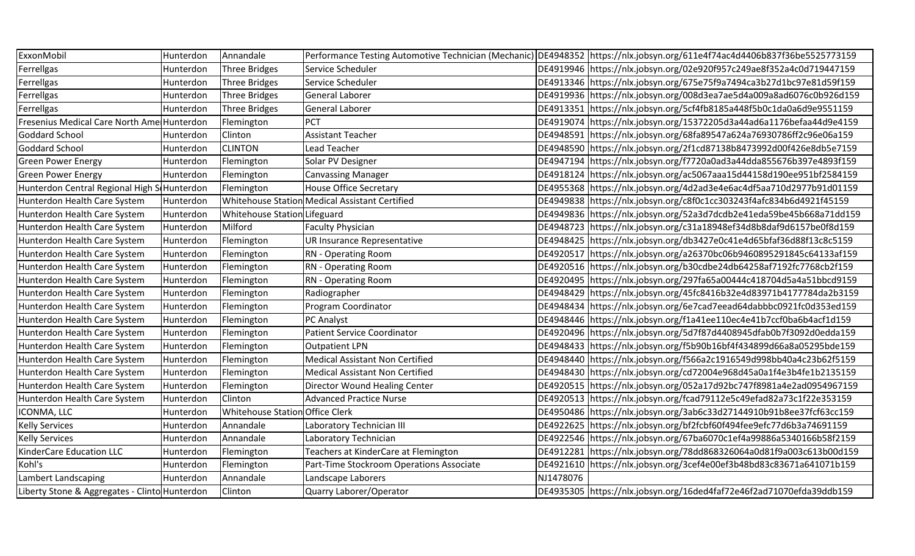| ExxonMobil | Hunterdon | Annandale | Performance Testing Automotive Technician (Mechanic) | DE4948352 | https://nlx.jobsyn.org/611e4f74ac4d4406b837f36be5525773159 |
|---|---|---|---|---|---|
| Ferrellgas | Hunterdon | Three Bridges | Service Scheduler | DE4919946 | https://nlx.jobsyn.org/02e920f957c249ae8f352a4c0d719447159 |
| Ferrellgas | Hunterdon | Three Bridges | Service Scheduler | DE4913346 | https://nlx.jobsyn.org/675e75f9a7494ca3b27d1bc97e81d59f159 |
| Ferrellgas | Hunterdon | Three Bridges | General Laborer | DE4919936 | https://nlx.jobsyn.org/008d3ea7ae5d4a009a8ad6076c0b926d159 |
| Ferrellgas | Hunterdon | Three Bridges | General Laborer | DE4913351 | https://nlx.jobsyn.org/5cf4fb8185a448f5b0c1da0a6d9e9551159 |
| Fresenius Medical Care North Ame | Hunterdon | Flemington | PCT | DE4919074 | https://nlx.jobsyn.org/15372205d3a44ad6a1176befaa44d9e4159 |
| Goddard School | Hunterdon | Clinton | Assistant Teacher | DE4948591 | https://nlx.jobsyn.org/68fa89547a624a76930786ff2c96e06a159 |
| Goddard School | Hunterdon | CLINTON | Lead Teacher | DE4948590 | https://nlx.jobsyn.org/2f1cd87138b8473992d00f426e8db5e7159 |
| Green Power Energy | Hunterdon | Flemington | Solar PV Designer | DE4947194 | https://nlx.jobsyn.org/f7720a0ad3a44dda855676b397e4893f159 |
| Green Power Energy | Hunterdon | Flemington | Canvassing Manager | DE4918124 | https://nlx.jobsyn.org/ac5067aaa15d44158d190ee951bf2584159 |
| Hunterdon Central Regional High S | Hunterdon | Flemington | House Office Secretary | DE4955368 | https://nlx.jobsyn.org/4d2ad3e4e6ac4df5aa710d2977b91d01159 |
| Hunterdon Health Care System | Hunterdon | Whitehouse Station | Medical Assistant Certified | DE4949838 | https://nlx.jobsyn.org/c8f0c1cc303243f4afc834b6d4921f45159 |
| Hunterdon Health Care System | Hunterdon | Whitehouse Station | Lifeguard | DE4949836 | https://nlx.jobsyn.org/52a3d7dcdb2e41eda59be45b668a71dd159 |
| Hunterdon Health Care System | Hunterdon | Milford | Faculty Physician | DE4948723 | https://nlx.jobsyn.org/c31a18948ef34d8b8daf9d6157be0f8d159 |
| Hunterdon Health Care System | Hunterdon | Flemington | UR Insurance Representative | DE4948425 | https://nlx.jobsyn.org/db3427e0c41e4d65bfaf36d88f13c8c5159 |
| Hunterdon Health Care System | Hunterdon | Flemington | RN - Operating Room | DE4920517 | https://nlx.jobsyn.org/a26370bc06b9460895291845c64133af159 |
| Hunterdon Health Care System | Hunterdon | Flemington | RN - Operating Room | DE4920516 | https://nlx.jobsyn.org/b30cdbe24db64258af7192fc7768cb2f159 |
| Hunterdon Health Care System | Hunterdon | Flemington | RN - Operating Room | DE4920495 | https://nlx.jobsyn.org/297fa65a00444c418704d5a4a51bbcd9159 |
| Hunterdon Health Care System | Hunterdon | Flemington | Radiographer | DE4948429 | https://nlx.jobsyn.org/45fc8416b32e4d83971b4177784da2b3159 |
| Hunterdon Health Care System | Hunterdon | Flemington | Program Coordinator | DE4948434 | https://nlx.jobsyn.org/6e7cad7eead64dabbbc0921fc0d353ed159 |
| Hunterdon Health Care System | Hunterdon | Flemington | PC Analyst | DE4948446 | https://nlx.jobsyn.org/f1a41ee110ec4e41b7ccf0ba6b4acf1d159 |
| Hunterdon Health Care System | Hunterdon | Flemington | Patient Service Coordinator | DE4920496 | https://nlx.jobsyn.org/5d7f87d4408945dfab0b7f3092d0edda159 |
| Hunterdon Health Care System | Hunterdon | Flemington | Outpatient LPN | DE4948433 | https://nlx.jobsyn.org/f5b90b16bf4f434899d66a8a05295bde159 |
| Hunterdon Health Care System | Hunterdon | Flemington | Medical Assistant Non Certified | DE4948440 | https://nlx.jobsyn.org/f566a2c1916549d998bb40a4c23b62f5159 |
| Hunterdon Health Care System | Hunterdon | Flemington | Medical Assistant Non Certified | DE4948430 | https://nlx.jobsyn.org/cd72004e968d45a0a1f4e3b4fe1b2135159 |
| Hunterdon Health Care System | Hunterdon | Flemington | Director Wound Healing Center | DE4920515 | https://nlx.jobsyn.org/052a17d92bc747f8981a4e2ad0954967159 |
| Hunterdon Health Care System | Hunterdon | Clinton | Advanced Practice Nurse | DE4920513 | https://nlx.jobsyn.org/fcad79112e5c49efad82a73c1f22e353159 |
| ICONMA, LLC | Hunterdon | Whitehouse Station | Office Clerk | DE4950486 | https://nlx.jobsyn.org/3ab6c33d27144910b91b8ee37fcf63cc159 |
| Kelly Services | Hunterdon | Annandale | Laboratory Technician III | DE4922625 | https://nlx.jobsyn.org/bf2fcbf60f494fee9efc77d6b3a74691159 |
| Kelly Services | Hunterdon | Annandale | Laboratory Technician | DE4922546 | https://nlx.jobsyn.org/67ba6070c1ef4a99886a5340166b58f2159 |
| KinderCare Education LLC | Hunterdon | Flemington | Teachers at KinderCare at Flemington | DE4912281 | https://nlx.jobsyn.org/78dd868326064a0d81f9a003c613b00d159 |
| Kohl's | Hunterdon | Flemington | Part-Time Stockroom Operations Associate | DE4921610 | https://nlx.jobsyn.org/3cef4e00ef3b48bd83c83671a641071b159 |
| Lambert Landscaping | Hunterdon | Annandale | Landscape Laborers | NJ1478076 | |
| Liberty Stone & Aggregates - Clinto | Hunterdon | Clinton | Quarry Laborer/Operator | DE4935305 | https://nlx.jobsyn.org/16ded4faf72e46f2ad71070efda39ddb159 |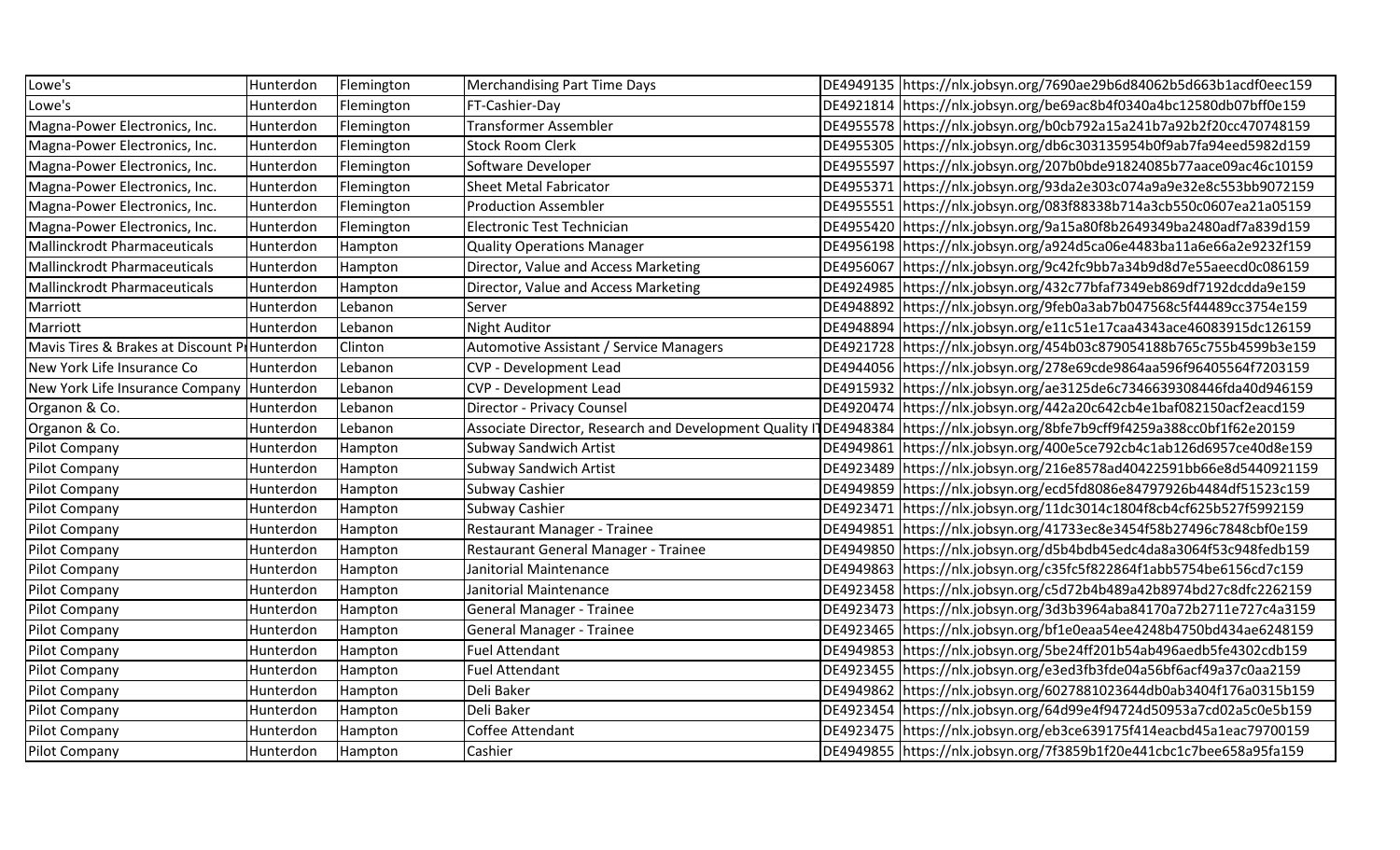| Lowe's | Hunterdon | Flemington | Merchandising Part Time Days | DE4949135 | https://nlx.jobsyn.org/7690ae29b6d84062b5d663b1acdf0eec159 |
|---|---|---|---|---|---|
| Lowe's | Hunterdon | Flemington | FT-Cashier-Day | DE4921814 | https://nlx.jobsyn.org/be69ac8b4f0340a4bc12580db07bff0e159 |
| Magna-Power Electronics, Inc. | Hunterdon | Flemington | Transformer Assembler | DE4955578 | https://nlx.jobsyn.org/b0cb792a15a241b7a92b2f20cc470748159 |
| Magna-Power Electronics, Inc. | Hunterdon | Flemington | Stock Room Clerk | DE4955305 | https://nlx.jobsyn.org/db6c303135954b0f9ab7fa94eed5982d159 |
| Magna-Power Electronics, Inc. | Hunterdon | Flemington | Software Developer | DE4955597 | https://nlx.jobsyn.org/207b0bde91824085b77aace09ac46c10159 |
| Magna-Power Electronics, Inc. | Hunterdon | Flemington | Sheet Metal Fabricator | DE4955371 | https://nlx.jobsyn.org/93da2e303c074a9a9e32e8c553bb9072159 |
| Magna-Power Electronics, Inc. | Hunterdon | Flemington | Production Assembler | DE4955551 | https://nlx.jobsyn.org/083f88338b714a3cb550c0607ea21a05159 |
| Magna-Power Electronics, Inc. | Hunterdon | Flemington | Electronic Test Technician | DE4955420 | https://nlx.jobsyn.org/9a15a80f8b2649349ba2480adf7a839d159 |
| Mallinckrodt Pharmaceuticals | Hunterdon | Hampton | Quality Operations Manager | DE4956198 | https://nlx.jobsyn.org/a924d5ca06e4483ba11a6e66a2e9232f159 |
| Mallinckrodt Pharmaceuticals | Hunterdon | Hampton | Director, Value and Access Marketing | DE4956067 | https://nlx.jobsyn.org/9c42fc9bb7a34b9d8d7e55aeecd0c086159 |
| Mallinckrodt Pharmaceuticals | Hunterdon | Hampton | Director, Value and Access Marketing | DE4924985 | https://nlx.jobsyn.org/432c77bfaf7349eb869df7192dcdda9e159 |
| Marriott | Hunterdon | Lebanon | Server | DE4948892 | https://nlx.jobsyn.org/9feb0a3ab7b047568c5f44489cc3754e159 |
| Marriott | Hunterdon | Lebanon | Night Auditor | DE4948894 | https://nlx.jobsyn.org/e11c51e17caa4343ace46083915dc126159 |
| Mavis Tires & Brakes at Discount Pr | Hunterdon | Clinton | Automotive Assistant / Service Managers | DE4921728 | https://nlx.jobsyn.org/454b03c879054188b765c755b4599b3e159 |
| New York Life Insurance Co | Hunterdon | Lebanon | CVP - Development Lead | DE4944056 | https://nlx.jobsyn.org/278e69cde9864aa596f96405564f7203159 |
| New York Life Insurance Company | Hunterdon | Lebanon | CVP - Development Lead | DE4915932 | https://nlx.jobsyn.org/ae3125de6c7346639308446fda40d946159 |
| Organon & Co. | Hunterdon | Lebanon | Director - Privacy Counsel | DE4920474 | https://nlx.jobsyn.org/442a20c642cb4e1baf082150acf2eacd159 |
| Organon & Co. | Hunterdon | Lebanon | Associate Director, Research and Development Quality I | DE4948384 | https://nlx.jobsyn.org/8bfe7b9cff9f4259a388cc0bf1f62e20159 |
| Pilot Company | Hunterdon | Hampton | Subway Sandwich Artist | DE4949861 | https://nlx.jobsyn.org/400e5ce792cb4c1ab126d6957ce40d8e159 |
| Pilot Company | Hunterdon | Hampton | Subway Sandwich Artist | DE4923489 | https://nlx.jobsyn.org/216e8578ad40422591bb66e8d5440921159 |
| Pilot Company | Hunterdon | Hampton | Subway Cashier | DE4949859 | https://nlx.jobsyn.org/ecd5fd8086e84797926b4484df51523c159 |
| Pilot Company | Hunterdon | Hampton | Subway Cashier | DE4923471 | https://nlx.jobsyn.org/11dc3014c1804f8cb4cf625b527f5992159 |
| Pilot Company | Hunterdon | Hampton | Restaurant Manager - Trainee | DE4949851 | https://nlx.jobsyn.org/41733ec8e3454f58b27496c7848cbf0e159 |
| Pilot Company | Hunterdon | Hampton | Restaurant General Manager - Trainee | DE4949850 | https://nlx.jobsyn.org/d5b4bdb45edc4da8a3064f53c948fedb159 |
| Pilot Company | Hunterdon | Hampton | Janitorial Maintenance | DE4949863 | https://nlx.jobsyn.org/c35fc5f822864f1abb5754be6156cd7c159 |
| Pilot Company | Hunterdon | Hampton | Janitorial Maintenance | DE4923458 | https://nlx.jobsyn.org/c5d72b4b489a42b8974bd27c8dfc2262159 |
| Pilot Company | Hunterdon | Hampton | General Manager - Trainee | DE4923473 | https://nlx.jobsyn.org/3d3b3964aba84170a72b2711e727c4a3159 |
| Pilot Company | Hunterdon | Hampton | General Manager - Trainee | DE4923465 | https://nlx.jobsyn.org/bf1e0eaa54ee4248b4750bd434ae6248159 |
| Pilot Company | Hunterdon | Hampton | Fuel Attendant | DE4949853 | https://nlx.jobsyn.org/5be24ff201b54ab496aedb5fe4302cdb159 |
| Pilot Company | Hunterdon | Hampton | Fuel Attendant | DE4923455 | https://nlx.jobsyn.org/e3ed3fb3fde04a56bf6acf49a37c0aa2159 |
| Pilot Company | Hunterdon | Hampton | Deli Baker | DE4949862 | https://nlx.jobsyn.org/6027881023644db0ab3404f176a0315b159 |
| Pilot Company | Hunterdon | Hampton | Deli Baker | DE4923454 | https://nlx.jobsyn.org/64d99e4f94724d50953a7cd02a5c0e5b159 |
| Pilot Company | Hunterdon | Hampton | Coffee Attendant | DE4923475 | https://nlx.jobsyn.org/eb3ce639175f414eacbd45a1eac79700159 |
| Pilot Company | Hunterdon | Hampton | Cashier | DE4949855 | https://nlx.jobsyn.org/7f3859b1f20e441cbc1c7bee658a95fa159 |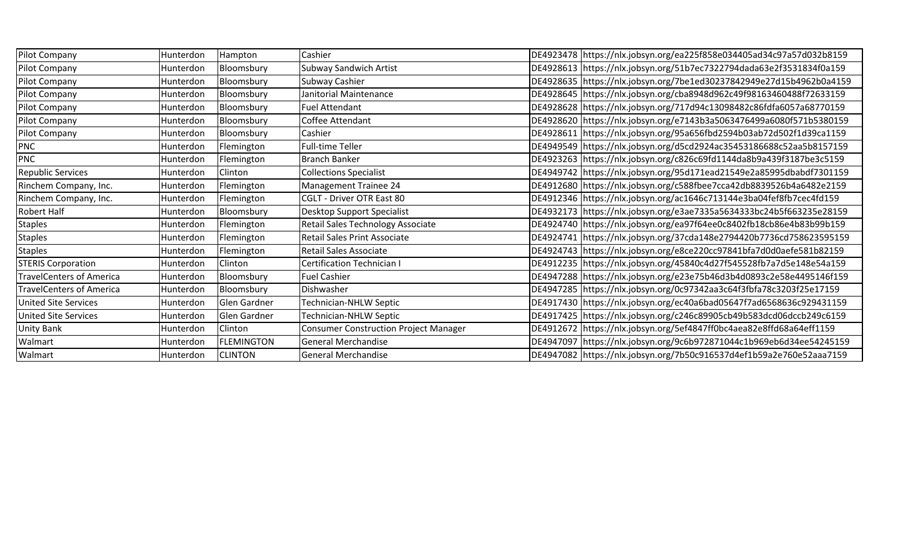| | | | | | |
|---|---|---|---|---|---|
| Pilot Company | Hunterdon | Hampton | Cashier | DE4923478 | https://nlx.jobsyn.org/ea225f858e034405ad34c97a57d032b8159 |
| Pilot Company | Hunterdon | Bloomsbury | Subway Sandwich Artist | DE4928613 | https://nlx.jobsyn.org/51b7ec7322794dada63e2f3531834f0a159 |
| Pilot Company | Hunterdon | Bloomsbury | Subway Cashier | DE4928635 | https://nlx.jobsyn.org/7be1ed30237842949e27d15b4962b0a4159 |
| Pilot Company | Hunterdon | Bloomsbury | Janitorial Maintenance | DE4928645 | https://nlx.jobsyn.org/cba8948d962c49f98163460488f72633159 |
| Pilot Company | Hunterdon | Bloomsbury | Fuel Attendant | DE4928628 | https://nlx.jobsyn.org/717d94c13098482c86fdfa6057a68770159 |
| Pilot Company | Hunterdon | Bloomsbury | Coffee Attendant | DE4928620 | https://nlx.jobsyn.org/e7143b3a5063476499a6080f571b5380159 |
| Pilot Company | Hunterdon | Bloomsbury | Cashier | DE4928611 | https://nlx.jobsyn.org/95a656fbd2594b03ab72d502f1d39ca1159 |
| PNC | Hunterdon | Flemington | Full-time Teller | DE4949549 | https://nlx.jobsyn.org/d5cd2924ac35453186688c52aa5b8157159 |
| PNC | Hunterdon | Flemington | Branch Banker | DE4923263 | https://nlx.jobsyn.org/c826c69fd1144da8b9a439f3187be3c5159 |
| Republic Services | Hunterdon | Clinton | Collections Specialist | DE4949742 | https://nlx.jobsyn.org/95d171ead21549e2a85995dbabdf7301159 |
| Rinchem Company, Inc. | Hunterdon | Flemington | Management Trainee 24 | DE4912680 | https://nlx.jobsyn.org/c588fbee7cca42db8839526b4a6482e2159 |
| Rinchem Company, Inc. | Hunterdon | Flemington | CGLT - Driver OTR East 80 | DE4912346 | https://nlx.jobsyn.org/ac1646c713144e3ba04fef8fb7cec4fd159 |
| Robert Half | Hunterdon | Bloomsbury | Desktop Support Specialist | DE4932173 | https://nlx.jobsyn.org/e3ae7335a5634333bc24b5f663235e28159 |
| Staples | Hunterdon | Flemington | Retail Sales Technology Associate | DE4924740 | https://nlx.jobsyn.org/ea97f64ee0c8402fb18cb86e4b83b99b159 |
| Staples | Hunterdon | Flemington | Retail Sales Print Associate | DE4924741 | https://nlx.jobsyn.org/37cda148e2794420b7736cd758623595159 |
| Staples | Hunterdon | Flemington | Retail Sales Associate | DE4924743 | https://nlx.jobsyn.org/e8ce220cc97841bfa7d0d0aefe581b82159 |
| STERIS Corporation | Hunterdon | Clinton | Certification Technician I | DE4912235 | https://nlx.jobsyn.org/45840c4d27f545528fb7a7d5e148e54a159 |
| TravelCenters of America | Hunterdon | Bloomsbury | Fuel Cashier | DE4947288 | https://nlx.jobsyn.org/e23e75b46d3b4d0893c2e58e4495146f159 |
| TravelCenters of America | Hunterdon | Bloomsbury | Dishwasher | DE4947285 | https://nlx.jobsyn.org/0c97342aa3c64f3fbfa78c3203f25e17159 |
| United Site Services | Hunterdon | Glen Gardner | Technician-NHLW Septic | DE4917430 | https://nlx.jobsyn.org/ec40a6bad05647f7ad6568636c929431159 |
| United Site Services | Hunterdon | Glen Gardner | Technician-NHLW Septic | DE4917425 | https://nlx.jobsyn.org/c246c89905cb49b583dcd06dccb249c6159 |
| Unity Bank | Hunterdon | Clinton | Consumer Construction Project Manager | DE4912672 | https://nlx.jobsyn.org/5ef4847ff0bc4aea82e8ffd68a64eff1159 |
| Walmart | Hunterdon | FLEMINGTON | General Merchandise | DE4947097 | https://nlx.jobsyn.org/9c6b972871044c1b969eb6d34ee54245159 |
| Walmart | Hunterdon | CLINTON | General Merchandise | DE4947082 | https://nlx.jobsyn.org/7b50c916537d4ef1b59a2e760e52aaa7159 |